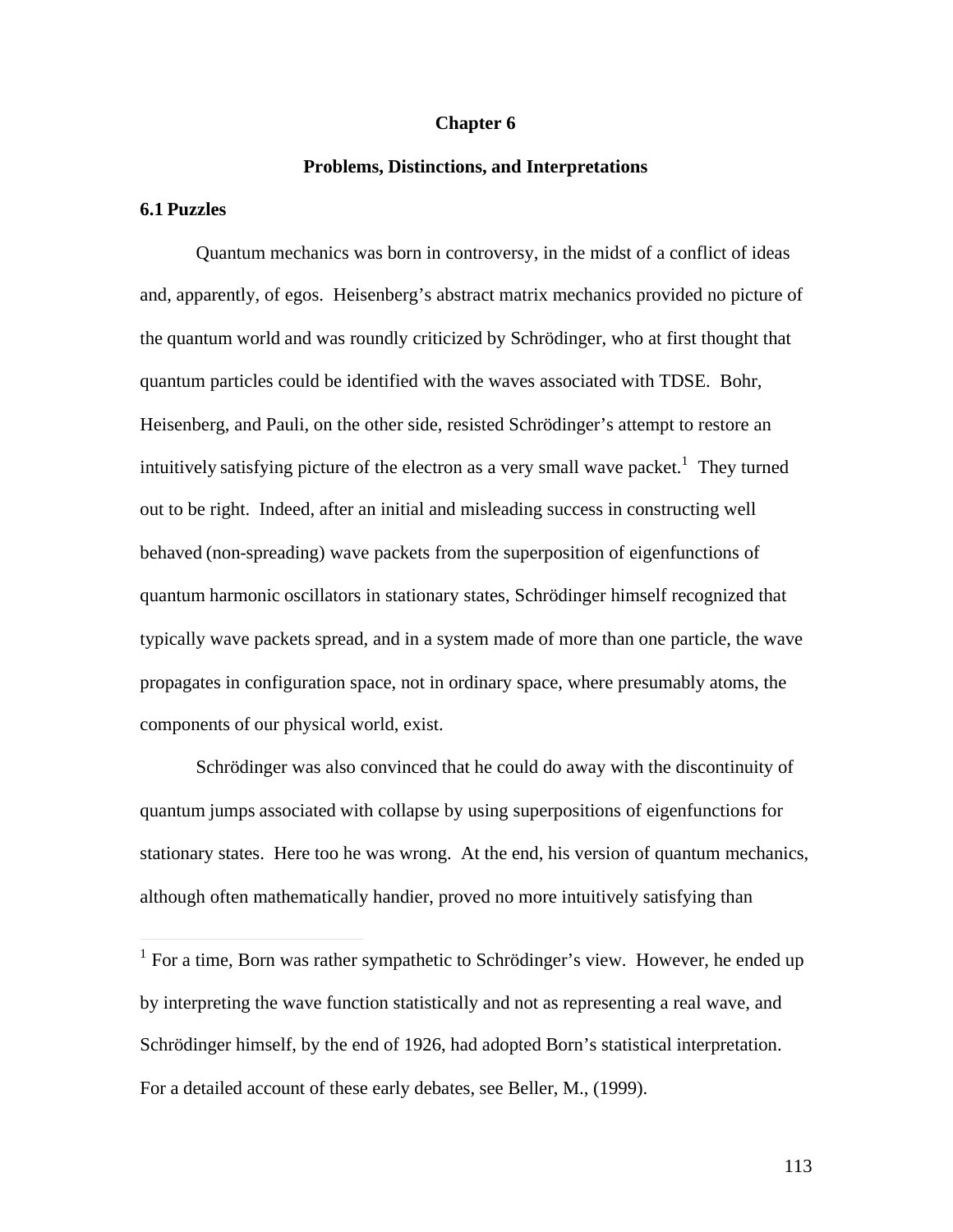# Chapter 6

## Problems, Distinctions, and Interpretations

### 6.1 Puzzles

Quantum mechanics was born in controversy, in the midst of a conflict of ideas and, apparently, of egos. Heisenberg's abstract matrix mechanics provided no picture of the quantum world and was roundly criticized by Schrödinger, who at first thought that quantum particles could be identified with the waves associated with TDSE. Bohr, Heisenberg, and Pauli, on the other side, resisted Schrödinger's attempt to restore an intuitively satisfying picture of the electron as a very small wave packet.[1] They turned out to be right. Indeed, after an initial and misleading success in constructing well behaved (non-spreading) wave packets from the superposition of eigenfunctions of quantum harmonic oscillators in stationary states, Schrödinger himself recognized that typically wave packets spread, and in a system made of more than one particle, the wave propagates in configuration space, not in ordinary space, where presumably atoms, the components of our physical world, exist.

Schrödinger was also convinced that he could do away with the discontinuity of quantum jumps associated with collapse by using superpositions of eigenfunctions for stationary states. Here too he was wrong. At the end, his version of quantum mechanics, although often mathematically handier, proved no more intuitively satisfying than

---

[1] For a time, Born was rather sympathetic to Schrödinger's view. However, he ended up by interpreting the wave function statistically and not as representing a real wave, and Schrödinger himself, by the end of 1926, had adopted Born's statistical interpretation. For a detailed account of these early debates, see Beller, M., (1999).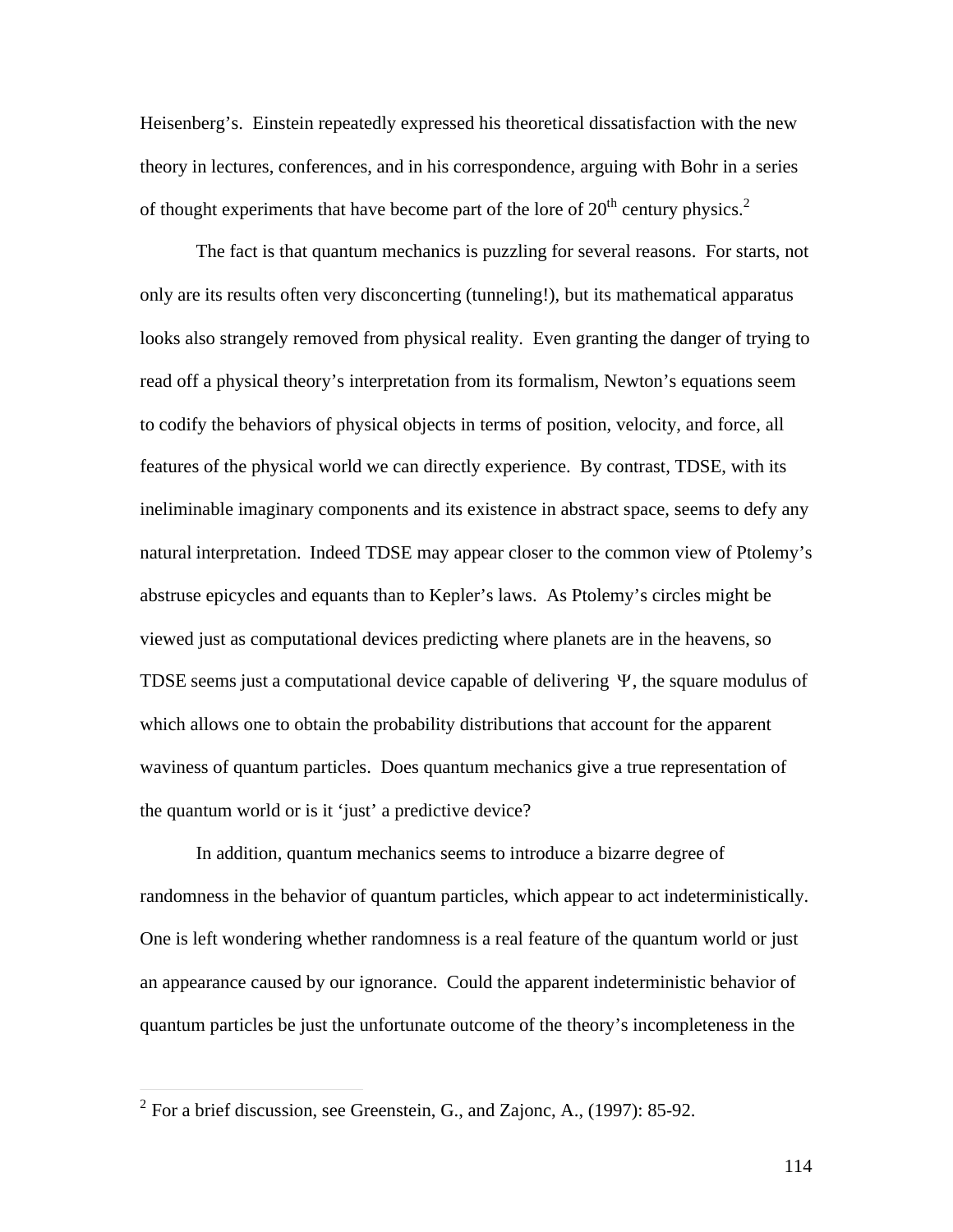Heisenberg's. Einstein repeatedly expressed his theoretical dissatisfaction with the new theory in lectures, conferences, and in his correspondence, arguing with Bohr in a series of thought experiments that have become part of the lore of $20^{th}$ century physics.[2]

The fact is that quantum mechanics is puzzling for several reasons. For starts, not only are its results often very disconcerting (tunneling!), but its mathematical apparatus looks also strangely removed from physical reality. Even granting the danger of trying to read off a physical theory's interpretation from its formalism, Newton's equations seem to codify the behaviors of physical objects in terms of position, velocity, and force, all features of the physical world we can directly experience. By contrast, TDSE, with its ineliminable imaginary components and its existence in abstract space, seems to defy any natural interpretation. Indeed TDSE may appear closer to the common view of Ptolemy's abstruse epicycles and equants than to Kepler's laws. As Ptolemy's circles might be viewed just as computational devices predicting where planets are in the heavens, so TDSE seems just a computational device capable of delivering $\Psi$, the square modulus of which allows one to obtain the probability distributions that account for the apparent waviness of quantum particles. Does quantum mechanics give a true representation of the quantum world or is it 'just' a predictive device?

In addition, quantum mechanics seems to introduce a bizarre degree of randomness in the behavior of quantum particles, which appear to act indeterministically. One is left wondering whether randomness is a real feature of the quantum world or just an appearance caused by our ignorance. Could the apparent indeterministic behavior of quantum particles be just the unfortunate outcome of the theory's incompleteness in the

[2] For a brief discussion, see Greenstein, G., and Zajonc, A., (1997): 85-92.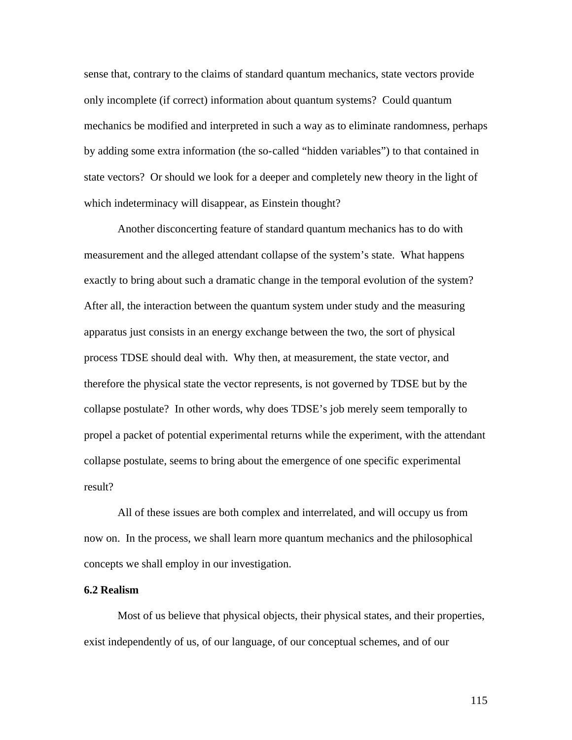sense that, contrary to the claims of standard quantum mechanics, state vectors provide only incomplete (if correct) information about quantum systems? Could quantum mechanics be modified and interpreted in such a way as to eliminate randomness, perhaps by adding some extra information (the so-called "hidden variables") to that contained in state vectors? Or should we look for a deeper and completely new theory in the light of which indeterminacy will disappear, as Einstein thought?

Another disconcerting feature of standard quantum mechanics has to do with measurement and the alleged attendant collapse of the system's state. What happens exactly to bring about such a dramatic change in the temporal evolution of the system? After all, the interaction between the quantum system under study and the measuring apparatus just consists in an energy exchange between the two, the sort of physical process TDSE should deal with. Why then, at measurement, the state vector, and therefore the physical state the vector represents, is not governed by TDSE but by the collapse postulate? In other words, why does TDSE's job merely seem temporally to propel a packet of potential experimental returns while the experiment, with the attendant collapse postulate, seems to bring about the emergence of one specific experimental result?

All of these issues are both complex and interrelated, and will occupy us from now on. In the process, we shall learn more quantum mechanics and the philosophical concepts we shall employ in our investigation.

### 6.2 Realism

Most of us believe that physical objects, their physical states, and their properties, exist independently of us, of our language, of our conceptual schemes, and of our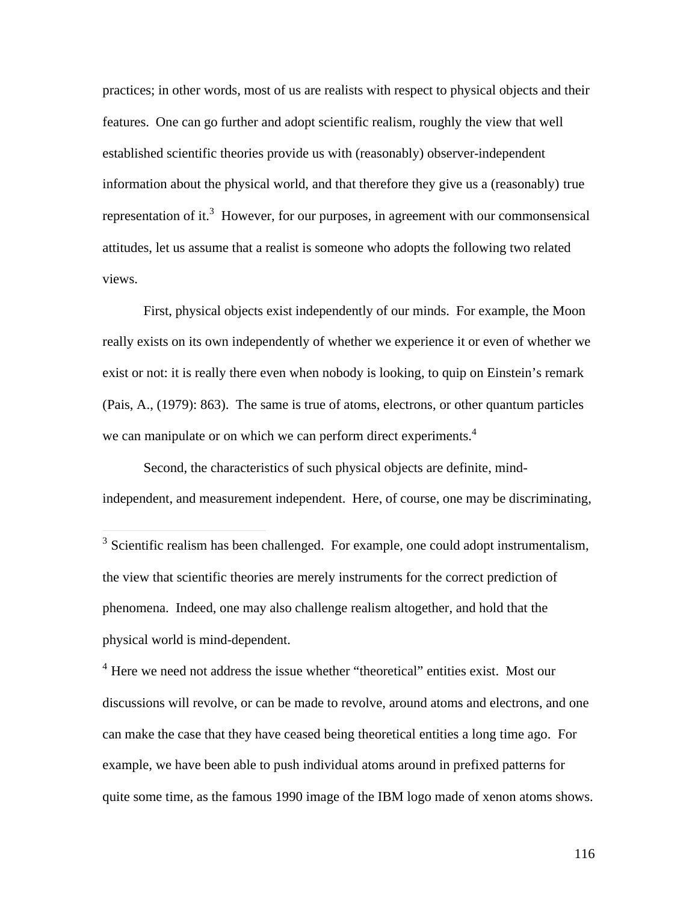practices; in other words, most of us are realists with respect to physical objects and their features. One can go further and adopt scientific realism, roughly the view that well established scientific theories provide us with (reasonably) observer-independent information about the physical world, and that therefore they give us a (reasonably) true representation of it.[3] However, for our purposes, in agreement with our commonsensical attitudes, let us assume that a realist is someone who adopts the following two related views.

First, physical objects exist independently of our minds. For example, the Moon really exists on its own independently of whether we experience it or even of whether we exist or not: it is really there even when nobody is looking, to quip on Einstein's remark (Pais, A., (1979): 863). The same is true of atoms, electrons, or other quantum particles we can manipulate or on which we can perform direct experiments.[4]

Second, the characteristics of such physical objects are definite, mind-independent, and measurement independent. Here, of course, one may be discriminating,

---

[3] Scientific realism has been challenged. For example, one could adopt instrumentalism, the view that scientific theories are merely instruments for the correct prediction of phenomena. Indeed, one may also challenge realism altogether, and hold that the physical world is mind-dependent.

[4] Here we need not address the issue whether "theoretical" entities exist. Most our discussions will revolve, or can be made to revolve, around atoms and electrons, and one can make the case that they have ceased being theoretical entities a long time ago. For example, we have been able to push individual atoms around in prefixed patterns for quite some time, as the famous 1990 image of the IBM logo made of xenon atoms shows.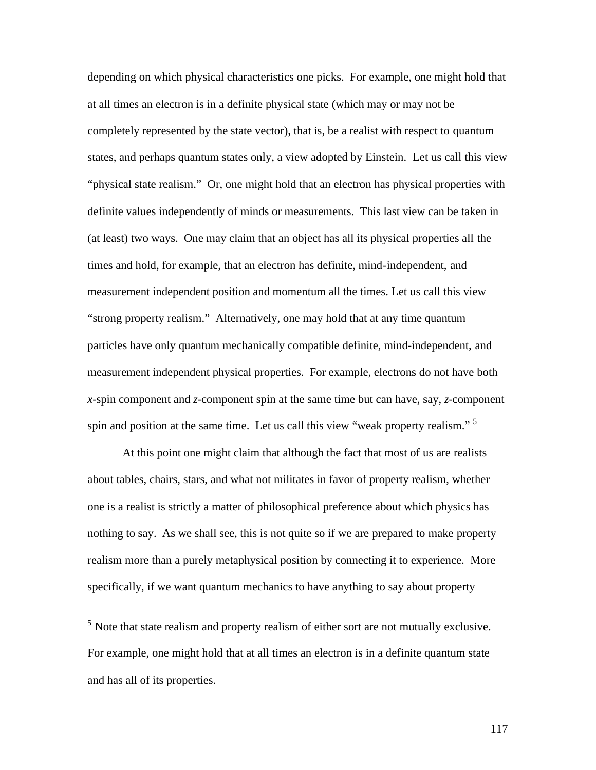depending on which physical characteristics one picks. For example, one might hold that at all times an electron is in a definite physical state (which may or may not be completely represented by the state vector), that is, be a realist with respect to quantum states, and perhaps quantum states only, a view adopted by Einstein. Let us call this view "physical state realism." Or, one might hold that an electron has physical properties with definite values independently of minds or measurements. This last view can be taken in (at least) two ways. One may claim that an object has all its physical properties all the times and hold, for example, that an electron has definite, mind-independent, and measurement independent position and momentum all the times. Let us call this view "strong property realism." Alternatively, one may hold that at any time quantum particles have only quantum mechanically compatible definite, mind-independent, and measurement independent physical properties. For example, electrons do not have both *x*-spin component and *z*-component spin at the same time but can have, say, *z*-component spin and position at the same time. Let us call this view "weak property realism." [5]

At this point one might claim that although the fact that most of us are realists about tables, chairs, stars, and what not militates in favor of property realism, whether one is a realist is strictly a matter of philosophical preference about which physics has nothing to say. As we shall see, this is not quite so if we are prepared to make property realism more than a purely metaphysical position by connecting it to experience. More specifically, if we want quantum mechanics to have anything to say about property

[5] Note that state realism and property realism of either sort are not mutually exclusive. For example, one might hold that at all times an electron is in a definite quantum state and has all of its properties.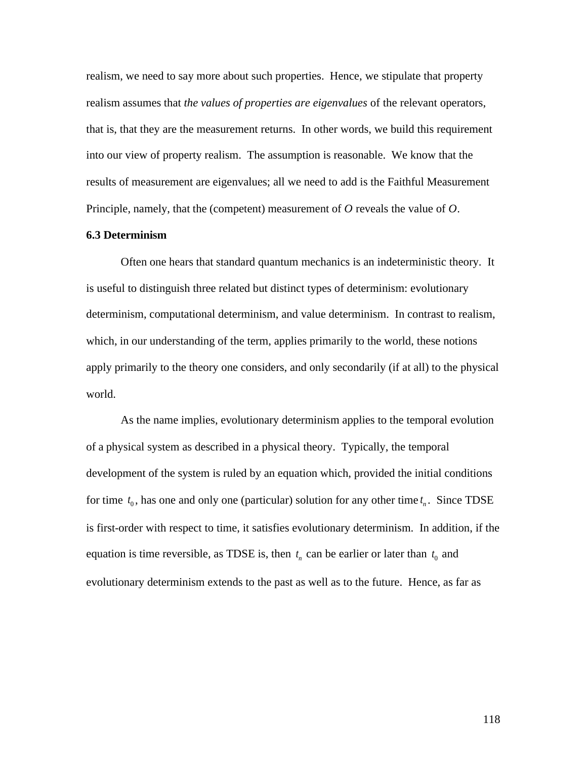realism, we need to say more about such properties. Hence, we stipulate that property realism assumes that *the values of properties are eigenvalues* of the relevant operators, that is, that they are the measurement returns. In other words, we build this requirement into our view of property realism. The assumption is reasonable. We know that the results of measurement are eigenvalues; all we need to add is the Faithful Measurement Principle, namely, that the (competent) measurement of *O* reveals the value of *O*.

### 6.3 Determinism

Often one hears that standard quantum mechanics is an indeterministic theory. It is useful to distinguish three related but distinct types of determinism: evolutionary determinism, computational determinism, and value determinism. In contrast to realism, which, in our understanding of the term, applies primarily to the world, these notions apply primarily to the theory one considers, and only secondarily (if at all) to the physical world.

As the name implies, evolutionary determinism applies to the temporal evolution of a physical system as described in a physical theory. Typically, the temporal development of the system is ruled by an equation which, provided the initial conditions for time $t_0$, has one and only one (particular) solution for any other time $t_n$. Since TDSE is first-order with respect to time, it satisfies evolutionary determinism. In addition, if the equation is time reversible, as TDSE is, then $t_n$ can be earlier or later than $t_0$ and evolutionary determinism extends to the past as well as to the future. Hence, as far as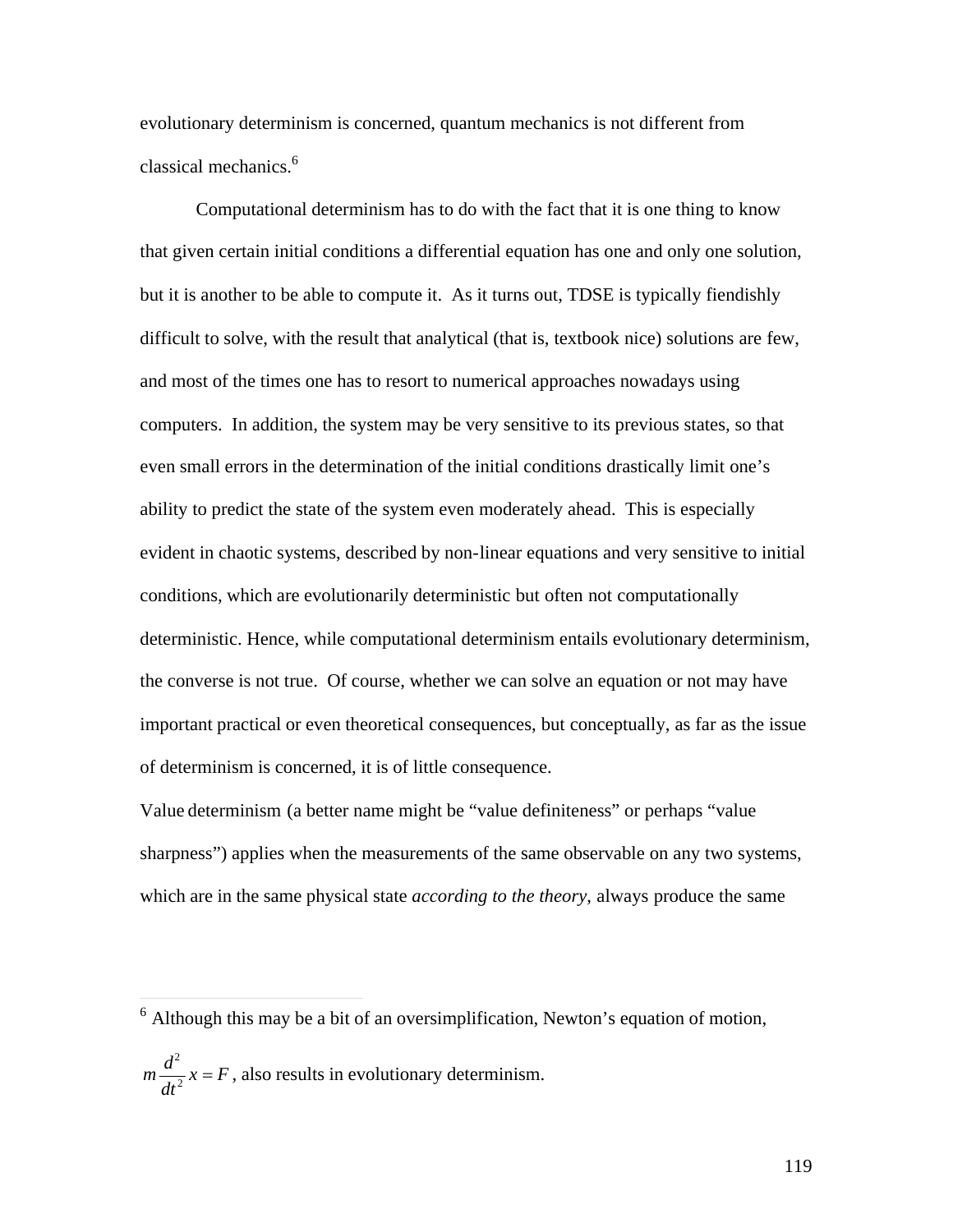evolutionary determinism is concerned, quantum mechanics is not different from classical mechanics.[6]

Computational determinism has to do with the fact that it is one thing to know that given certain initial conditions a differential equation has one and only one solution, but it is another to be able to compute it. As it turns out, TDSE is typically fiendishly difficult to solve, with the result that analytical (that is, textbook nice) solutions are few, and most of the times one has to resort to numerical approaches nowadays using computers. In addition, the system may be very sensitive to its previous states, so that even small errors in the determination of the initial conditions drastically limit one's ability to predict the state of the system even moderately ahead. This is especially evident in chaotic systems, described by non-linear equations and very sensitive to initial conditions, which are evolutionarily deterministic but often not computationally deterministic. Hence, while computational determinism entails evolutionary determinism, the converse is not true. Of course, whether we can solve an equation or not may have important practical or even theoretical consequences, but conceptually, as far as the issue of determinism is concerned, it is of little consequence.

Value determinism (a better name might be "value definiteness" or perhaps "value sharpness") applies when the measurements of the same observable on any two systems, which are in the same physical state *according to the theory*, always produce the same

---

[6] Although this may be a bit of an oversimplification, Newton's equation of motion, $m\frac{d^2}{dt^2}x = F$, also results in evolutionary determinism.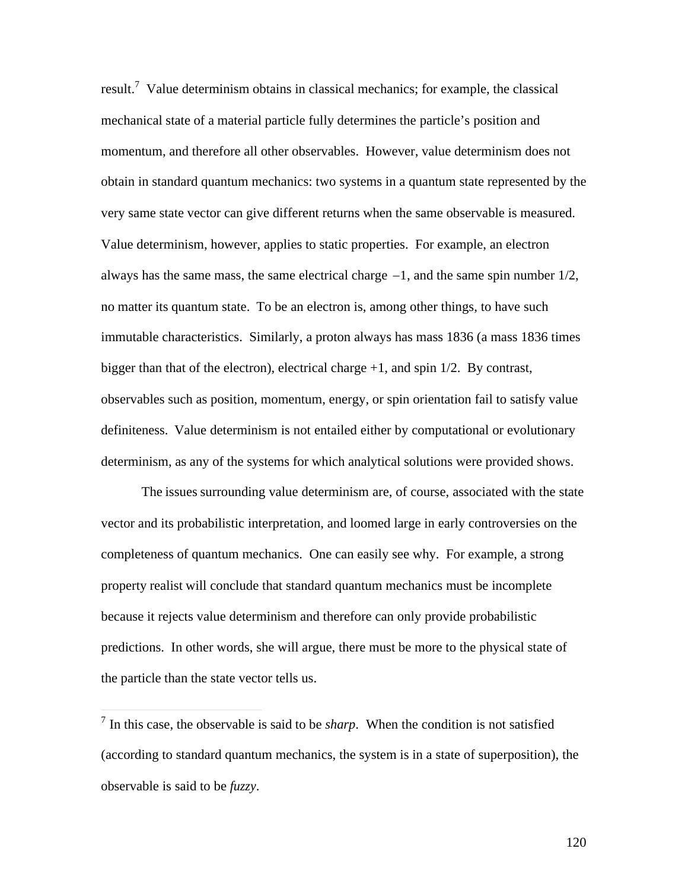result.[7] Value determinism obtains in classical mechanics; for example, the classical mechanical state of a material particle fully determines the particle's position and momentum, and therefore all other observables. However, value determinism does not obtain in standard quantum mechanics: two systems in a quantum state represented by the very same state vector can give different returns when the same observable is measured. Value determinism, however, applies to static properties. For example, an electron always has the same mass, the same electrical charge $-1$, and the same spin number 1/2, no matter its quantum state. To be an electron is, among other things, to have such immutable characteristics. Similarly, a proton always has mass 1836 (a mass 1836 times bigger than that of the electron), electrical charge +1, and spin 1/2. By contrast, observables such as position, momentum, energy, or spin orientation fail to satisfy value definiteness. Value determinism is not entailed either by computational or evolutionary determinism, as any of the systems for which analytical solutions were provided shows.

The issues surrounding value determinism are, of course, associated with the state vector and its probabilistic interpretation, and loomed large in early controversies on the completeness of quantum mechanics. One can easily see why. For example, a strong property realist will conclude that standard quantum mechanics must be incomplete because it rejects value determinism and therefore can only provide probabilistic predictions. In other words, she will argue, there must be more to the physical state of the particle than the state vector tells us.

---

[7] In this case, the observable is said to be *sharp*. When the condition is not satisfied (according to standard quantum mechanics, the system is in a state of superposition), the observable is said to be *fuzzy*.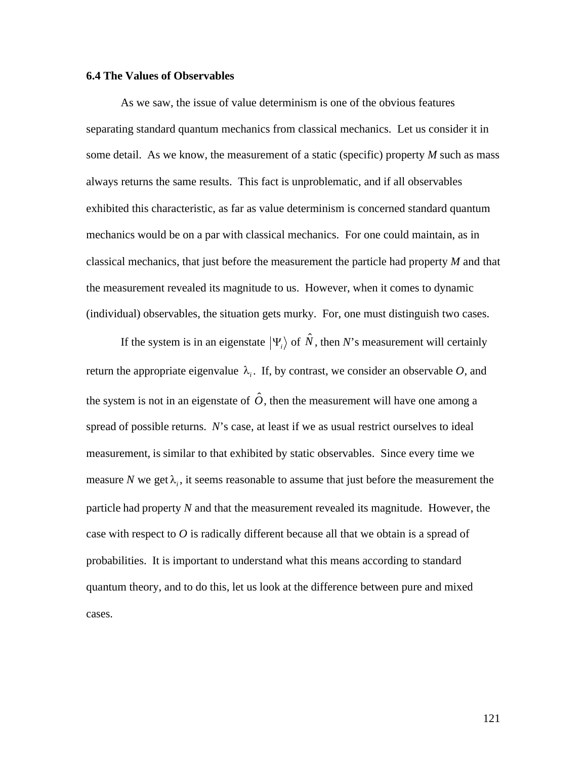### 6.4 The Values of Observables

As we saw, the issue of value determinism is one of the obvious features separating standard quantum mechanics from classical mechanics. Let us consider it in some detail. As we know, the measurement of a static (specific) property *M* such as mass always returns the same results. This fact is unproblematic, and if all observables exhibited this characteristic, as far as value determinism is concerned standard quantum mechanics would be on a par with classical mechanics. For one could maintain, as in classical mechanics, that just before the measurement the particle had property *M* and that the measurement revealed its magnitude to us. However, when it comes to dynamic (individual) observables, the situation gets murky. For, one must distinguish two cases.

If the system is in an eigenstate $|\Psi_i\rangle$ of $\hat{N}$, then *N*'s measurement will certainly return the appropriate eigenvalue $\lambda_i$. If, by contrast, we consider an observable *O*, and the system is not in an eigenstate of $\hat{O}$, then the measurement will have one among a spread of possible returns. *N*'s case, at least if we as usual restrict ourselves to ideal measurement, is similar to that exhibited by static observables. Since every time we measure *N* we get $\lambda_i$, it seems reasonable to assume that just before the measurement the particle had property *N* and that the measurement revealed its magnitude. However, the case with respect to *O* is radically different because all that we obtain is a spread of probabilities. It is important to understand what this means according to standard quantum theory, and to do this, let us look at the difference between pure and mixed cases.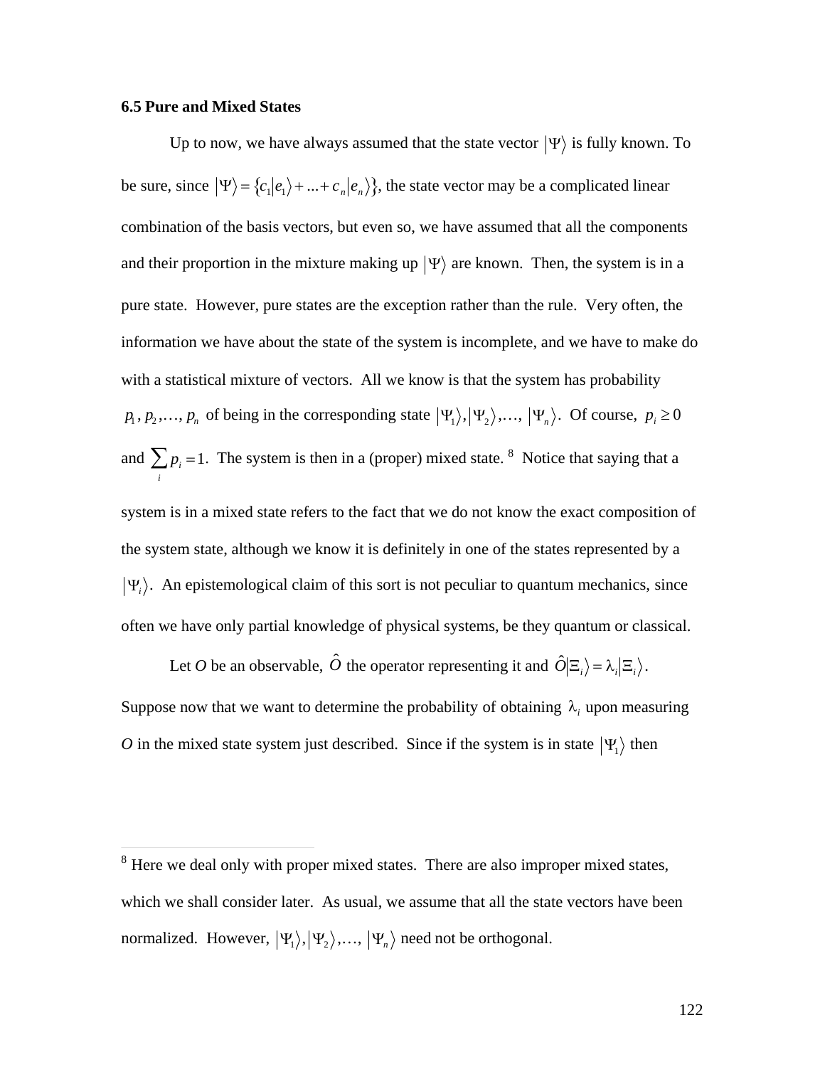### 6.5 Pure and Mixed States

Up to now, we have always assumed that the state vector $|\Psi\rangle$ is fully known. To be sure, since $|\Psi\rangle = \{c_1|e_1\rangle + ... + c_n|e_n\rangle\}$, the state vector may be a complicated linear combination of the basis vectors, but even so, we have assumed that all the components and their proportion in the mixture making up $|\Psi\rangle$ are known. Then, the system is in a pure state. However, pure states are the exception rather than the rule. Very often, the information we have about the state of the system is incomplete, and we have to make do with a statistical mixture of vectors. All we know is that the system has probability $p_1, p_2, \ldots, p_n$ of being in the corresponding state $|\Psi_1\rangle, |\Psi_2\rangle, \ldots, |\Psi_n\rangle$. Of course, $p_i \geq 0$ and $\sum_i p_i = 1$. The system is then in a (proper) mixed state. [8] Notice that saying that a system is in a mixed state refers to the fact that we do not know the exact composition of the system state, although we know it is definitely in one of the states represented by a $|\Psi_i\rangle$. An epistemological claim of this sort is not peculiar to quantum mechanics, since often we have only partial knowledge of physical systems, be they quantum or classical.

Let *O* be an observable, $\hat{O}$ the operator representing it and $\hat{O}|\Xi_i\rangle = \lambda_i|\Xi_i\rangle$. Suppose now that we want to determine the probability of obtaining $\lambda_i$ upon measuring *O* in the mixed state system just described. Since if the system is in state $|\Psi_1\rangle$ then

---

[8] Here we deal only with proper mixed states. There are also improper mixed states, which we shall consider later. As usual, we assume that all the state vectors have been normalized. However, $|\Psi_1\rangle, |\Psi_2\rangle, \ldots, |\Psi_n\rangle$ need not be orthogonal.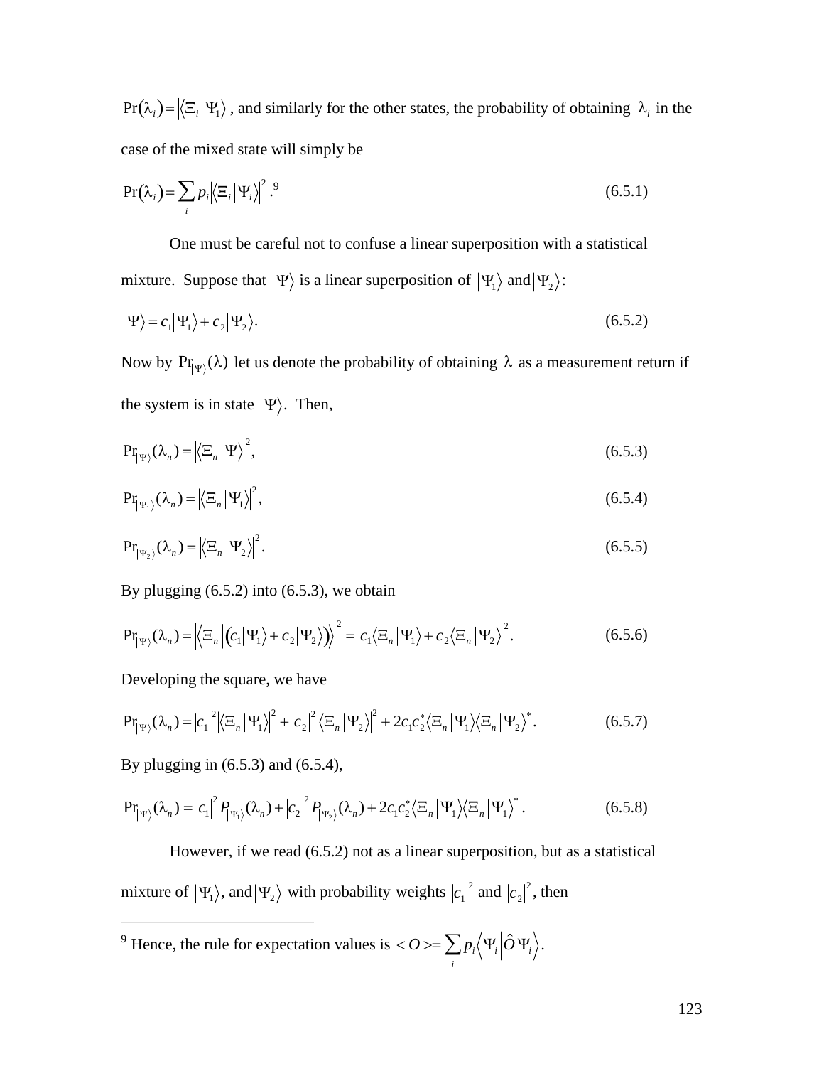$\Pr(\lambda_i) = \left|\langle \Xi_i | \Psi_1 \rangle\right|$, and similarly for the other states, the probability of obtaining $\lambda_i$ in the case of the mixed state will simply be

$$\Pr(\lambda_i) = \sum_i p_i \left|\langle \Xi_i | \Psi_i \rangle\right|^2 .^{9} \tag{6.5.1}$$

One must be careful not to confuse a linear superposition with a statistical mixture. Suppose that $|\Psi\rangle$ is a linear superposition of $|\Psi_1\rangle$ and $|\Psi_2\rangle$:

$$|\Psi\rangle = c_1|\Psi_1\rangle + c_2|\Psi_2\rangle. \tag{6.5.2}$$

Now by $\Pr_{|\Psi\rangle}(\lambda)$ let us denote the probability of obtaining $\lambda$ as a measurement return if the system is in state $|\Psi\rangle$. Then,

$$\Pr_{|\Psi\rangle}(\lambda_n) = \left|\langle \Xi_n | \Psi \rangle\right|^2, \tag{6.5.3}$$

$$\Pr_{|\Psi_1\rangle}(\lambda_n) = \left|\langle \Xi_n | \Psi_1 \rangle\right|^2, \tag{6.5.4}$$

$$\Pr_{|\Psi_2\rangle}(\lambda_n) = \left|\langle \Xi_n | \Psi_2 \rangle\right|^2. \tag{6.5.5}$$

By plugging (6.5.2) into (6.5.3), we obtain

$$\Pr_{|\Psi\rangle}(\lambda_n) = \left|\langle \Xi_n | \left(c_1|\Psi_1\rangle + c_2|\Psi_2\rangle\right)\rangle\right|^2 = \left|c_1\langle \Xi_n | \Psi_1 \rangle + c_2\langle \Xi_n | \Psi_2 \rangle\right|^2. \tag{6.5.6}$$

Developing the square, we have

$$\Pr_{|\Psi\rangle}(\lambda_n) = |c_1|^2\left|\langle \Xi_n | \Psi_1 \rangle\right|^2 + |c_2|^2\left|\langle \Xi_n | \Psi_2 \rangle\right|^2 + 2c_1c_2^*\langle \Xi_n | \Psi_1 \rangle\langle \Xi_n | \Psi_2 \rangle^*. \tag{6.5.7}$$

By plugging in (6.5.3) and (6.5.4),

$$\Pr_{|\Psi\rangle}(\lambda_n) = |c_1|^2 P_{|\Psi_1\rangle}(\lambda_n) + |c_2|^2 P_{|\Psi_2\rangle}(\lambda_n) + 2c_1c_2^*\langle \Xi_n | \Psi_1 \rangle\langle \Xi_n | \Psi_1 \rangle^*. \tag{6.5.8}$$

However, if we read (6.5.2) not as a linear superposition, but as a statistical mixture of $|\Psi_1\rangle$, and $|\Psi_2\rangle$ with probability weights $|c_1|^2$ and $|c_2|^2$, then

---

[9] Hence, the rule for expectation values is $< O > = \sum_i p_i \left\langle \Psi_i \middle| \hat{O} \middle| \Psi_i \right\rangle$.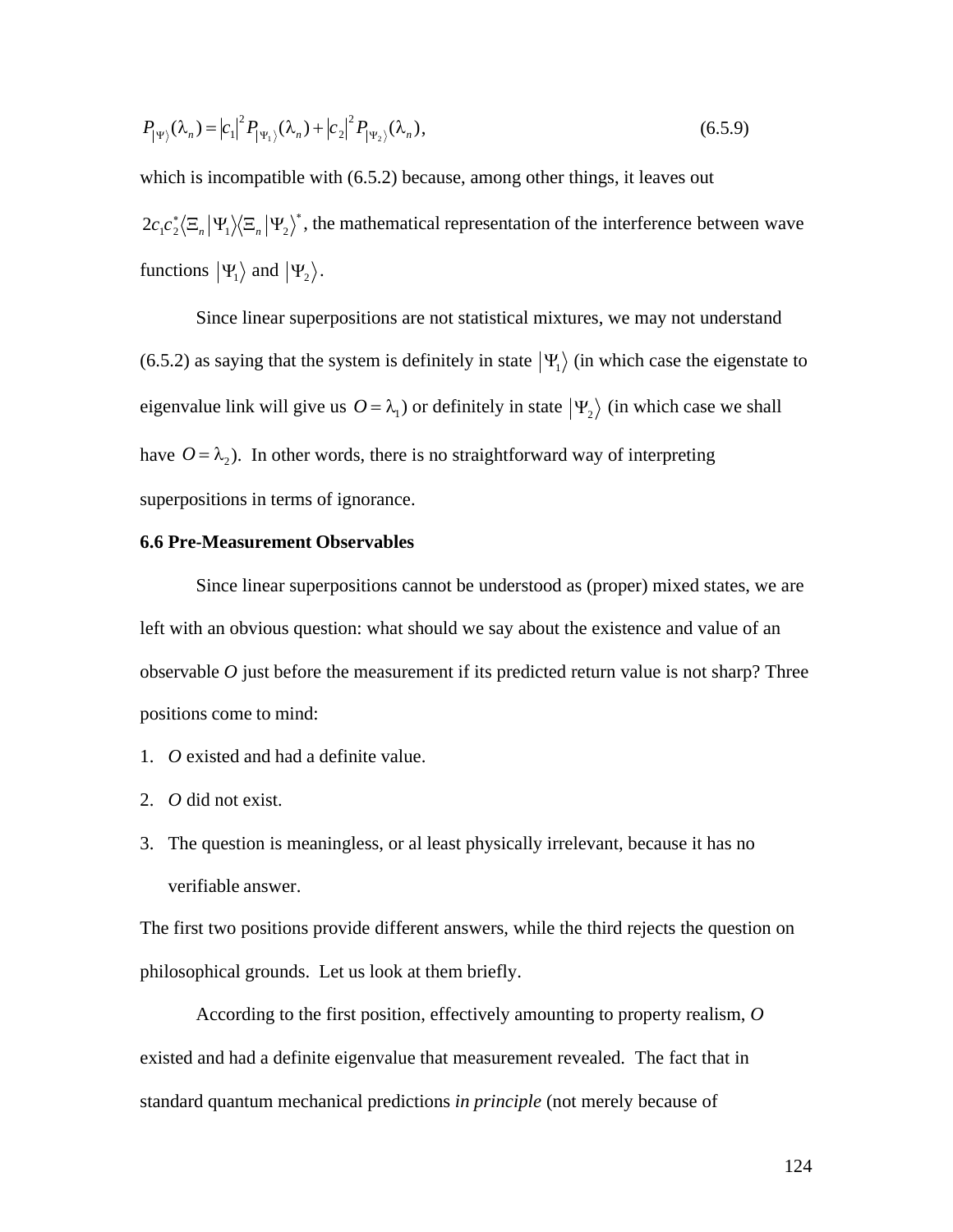$$P_{|\Psi\rangle}(\lambda_n) = |c_1|^2 P_{|\Psi_1\rangle}(\lambda_n) + |c_2|^2 P_{|\Psi_2\rangle}(\lambda_n), \tag{6.5.9}$$

which is incompatible with (6.5.2) because, among other things, it leaves out $2c_1c_2^*\langle\Xi_n|\Psi_1\rangle\langle\Xi_n|\Psi_2\rangle^*$, the mathematical representation of the interference between wave functions $|\Psi_1\rangle$ and $|\Psi_2\rangle$.

Since linear superpositions are not statistical mixtures, we may not understand (6.5.2) as saying that the system is definitely in state $|\Psi_1\rangle$ (in which case the eigenstate to eigenvalue link will give us $O = \lambda_1$) or definitely in state $|\Psi_2\rangle$ (in which case we shall have $O = \lambda_2$). In other words, there is no straightforward way of interpreting superpositions in terms of ignorance.

**6.6 Pre-Measurement Observables**

Since linear superpositions cannot be understood as (proper) mixed states, we are left with an obvious question: what should we say about the existence and value of an observable *O* just before the measurement if its predicted return value is not sharp? Three positions come to mind:

1. *O* existed and had a definite value.
2. *O* did not exist.
3. The question is meaningless, or al least physically irrelevant, because it has no verifiable answer.

The first two positions provide different answers, while the third rejects the question on philosophical grounds. Let us look at them briefly.

According to the first position, effectively amounting to property realism, *O* existed and had a definite eigenvalue that measurement revealed. The fact that in standard quantum mechanical predictions *in principle* (not merely because of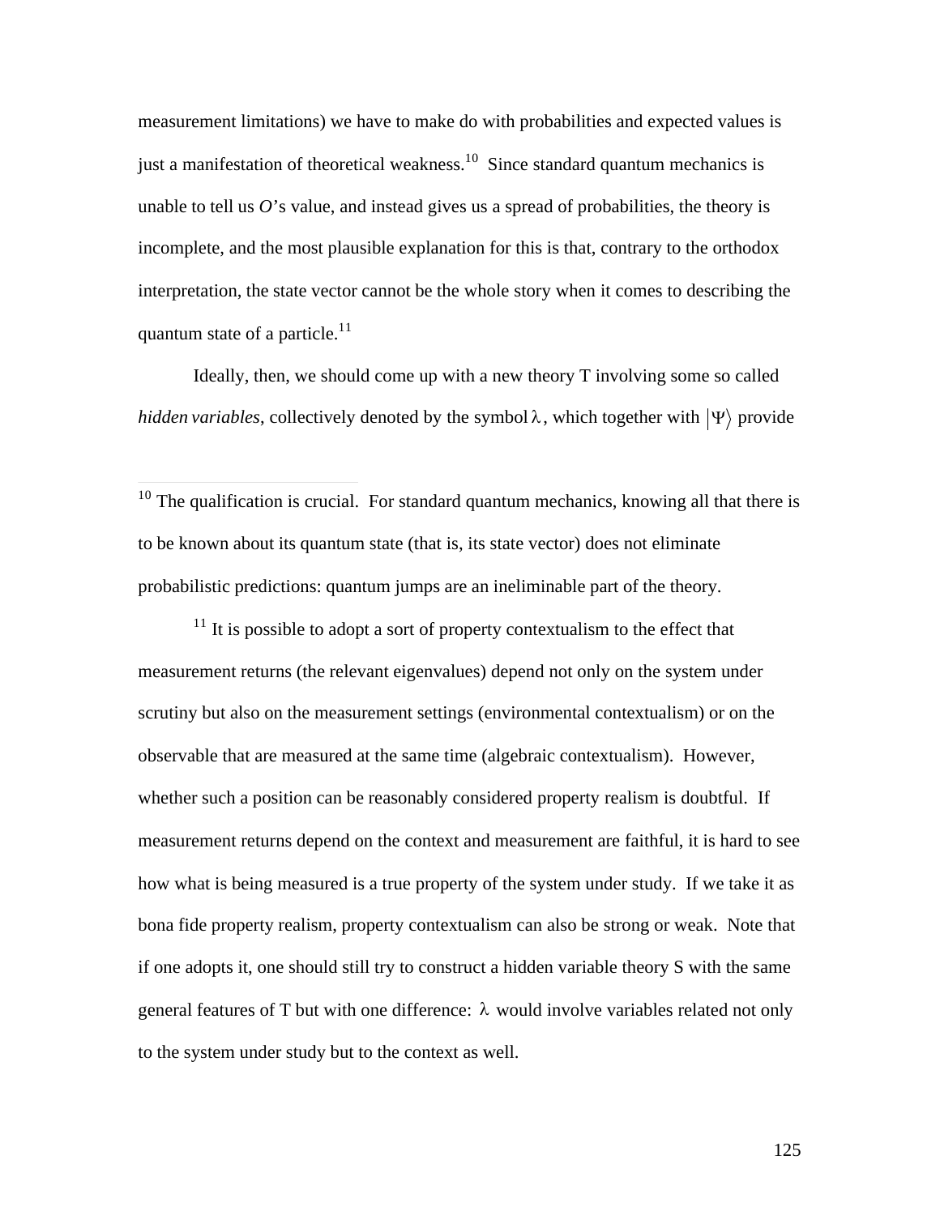measurement limitations) we have to make do with probabilities and expected values is just a manifestation of theoretical weakness.[10] Since standard quantum mechanics is unable to tell us *O*'s value, and instead gives us a spread of probabilities, the theory is incomplete, and the most plausible explanation for this is that, contrary to the orthodox interpretation, the state vector cannot be the whole story when it comes to describing the quantum state of a particle.[11]

Ideally, then, we should come up with a new theory T involving some so called *hidden variables*, collectively denoted by the symbol $\lambda$, which together with $|\Psi\rangle$ provide

---

[10] The qualification is crucial. For standard quantum mechanics, knowing all that there is to be known about its quantum state (that is, its state vector) does not eliminate probabilistic predictions: quantum jumps are an ineliminable part of the theory.

[11] It is possible to adopt a sort of property contextualism to the effect that measurement returns (the relevant eigenvalues) depend not only on the system under scrutiny but also on the measurement settings (environmental contextualism) or on the observable that are measured at the same time (algebraic contextualism). However, whether such a position can be reasonably considered property realism is doubtful. If measurement returns depend on the context and measurement are faithful, it is hard to see how what is being measured is a true property of the system under study. If we take it as bona fide property realism, property contextualism can also be strong or weak. Note that if one adopts it, one should still try to construct a hidden variable theory S with the same general features of T but with one difference: $\lambda$ would involve variables related not only to the system under study but to the context as well.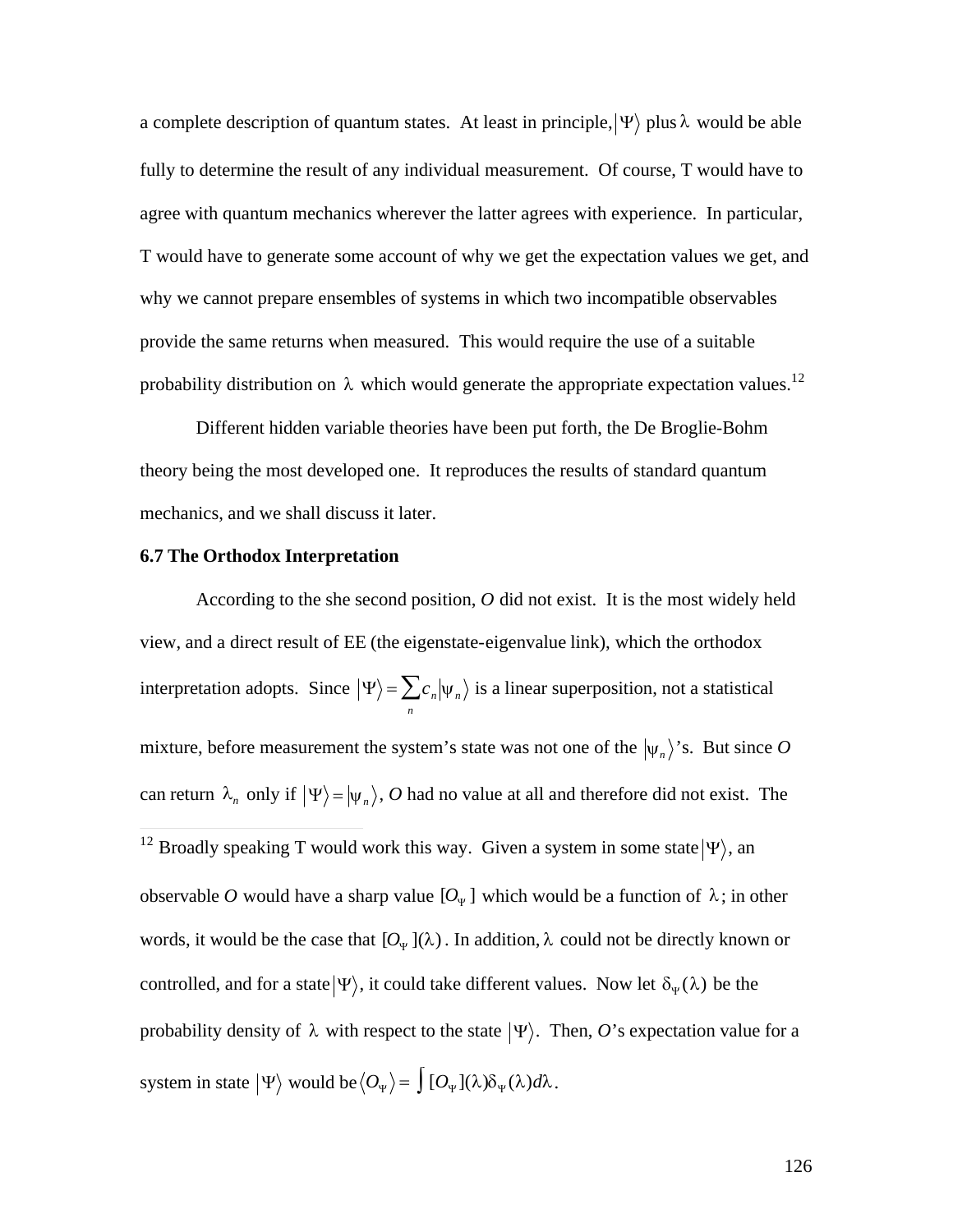a complete description of quantum states. At least in principle, $|\Psi\rangle$ plus $\lambda$ would be able fully to determine the result of any individual measurement. Of course, T would have to agree with quantum mechanics wherever the latter agrees with experience. In particular, T would have to generate some account of why we get the expectation values we get, and why we cannot prepare ensembles of systems in which two incompatible observables provide the same returns when measured. This would require the use of a suitable probability distribution on $\lambda$ which would generate the appropriate expectation values.[12]

Different hidden variable theories have been put forth, the De Broglie-Bohm theory being the most developed one. It reproduces the results of standard quantum mechanics, and we shall discuss it later.

**6.7 The Orthodox Interpretation**

According to the she second position, *O* did not exist. It is the most widely held view, and a direct result of EE (the eigenstate-eigenvalue link), which the orthodox interpretation adopts. Since $|\Psi\rangle = \sum_n c_n |\psi_n\rangle$ is a linear superposition, not a statistical mixture, before measurement the system's state was not one of the $|\psi_n\rangle$'s. But since *O* can return $\lambda_n$ only if $|\Psi\rangle = |\psi_n\rangle$, *O* had no value at all and therefore did not exist. The

---

[12] Broadly speaking T would work this way. Given a system in some state $|\Psi\rangle$, an observable *O* would have a sharp value $[O_\Psi]$ which would be a function of $\lambda$; in other words, it would be the case that $[O_\Psi](\lambda)$. In addition, $\lambda$ could not be directly known or controlled, and for a state $|\Psi\rangle$, it could take different values. Now let $\delta_\Psi(\lambda)$ be the probability density of $\lambda$ with respect to the state $|\Psi\rangle$. Then, *O*'s expectation value for a system in state $|\Psi\rangle$ would be $\langle O_\Psi \rangle = \int [O_\Psi](\lambda)\delta_\Psi(\lambda)d\lambda$.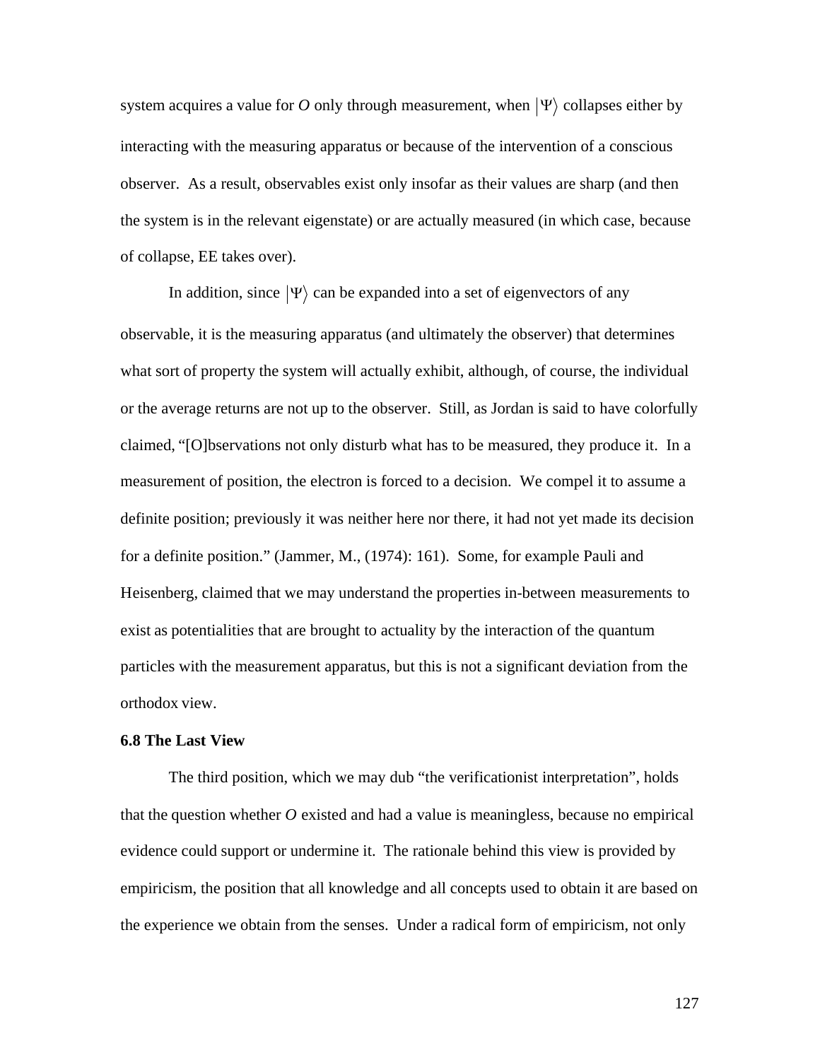system acquires a value for *O* only through measurement, when $|\Psi\rangle$ collapses either by interacting with the measuring apparatus or because of the intervention of a conscious observer. As a result, observables exist only insofar as their values are sharp (and then the system is in the relevant eigenstate) or are actually measured (in which case, because of collapse, EE takes over).

In addition, since $|\Psi\rangle$ can be expanded into a set of eigenvectors of any observable, it is the measuring apparatus (and ultimately the observer) that determines what sort of property the system will actually exhibit, although, of course, the individual or the average returns are not up to the observer. Still, as Jordan is said to have colorfully claimed, "[O]bservations not only disturb what has to be measured, they produce it. In a measurement of position, the electron is forced to a decision. We compel it to assume a definite position; previously it was neither here nor there, it had not yet made its decision for a definite position." (Jammer, M., (1974): 161). Some, for example Pauli and Heisenberg, claimed that we may understand the properties in-between measurements to exist as potentialities that are brought to actuality by the interaction of the quantum particles with the measurement apparatus, but this is not a significant deviation from the orthodox view.

### 6.8 The Last View

The third position, which we may dub "the verificationist interpretation", holds that the question whether *O* existed and had a value is meaningless, because no empirical evidence could support or undermine it. The rationale behind this view is provided by empiricism, the position that all knowledge and all concepts used to obtain it are based on the experience we obtain from the senses. Under a radical form of empiricism, not only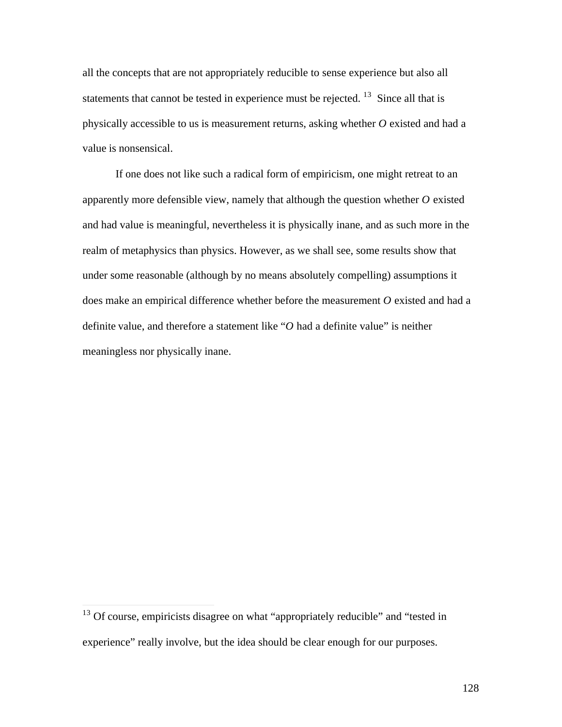all the concepts that are not appropriately reducible to sense experience but also all statements that cannot be tested in experience must be rejected. [13] Since all that is physically accessible to us is measurement returns, asking whether *O* existed and had a value is nonsensical.

If one does not like such a radical form of empiricism, one might retreat to an apparently more defensible view, namely that although the question whether *O* existed and had value is meaningful, nevertheless it is physically inane, and as such more in the realm of metaphysics than physics. However, as we shall see, some results show that under some reasonable (although by no means absolutely compelling) assumptions it does make an empirical difference whether before the measurement *O* existed and had a definite value, and therefore a statement like "*O* had a definite value" is neither meaningless nor physically inane.

---

[13] Of course, empiricists disagree on what "appropriately reducible" and "tested in experience" really involve, but the idea should be clear enough for our purposes.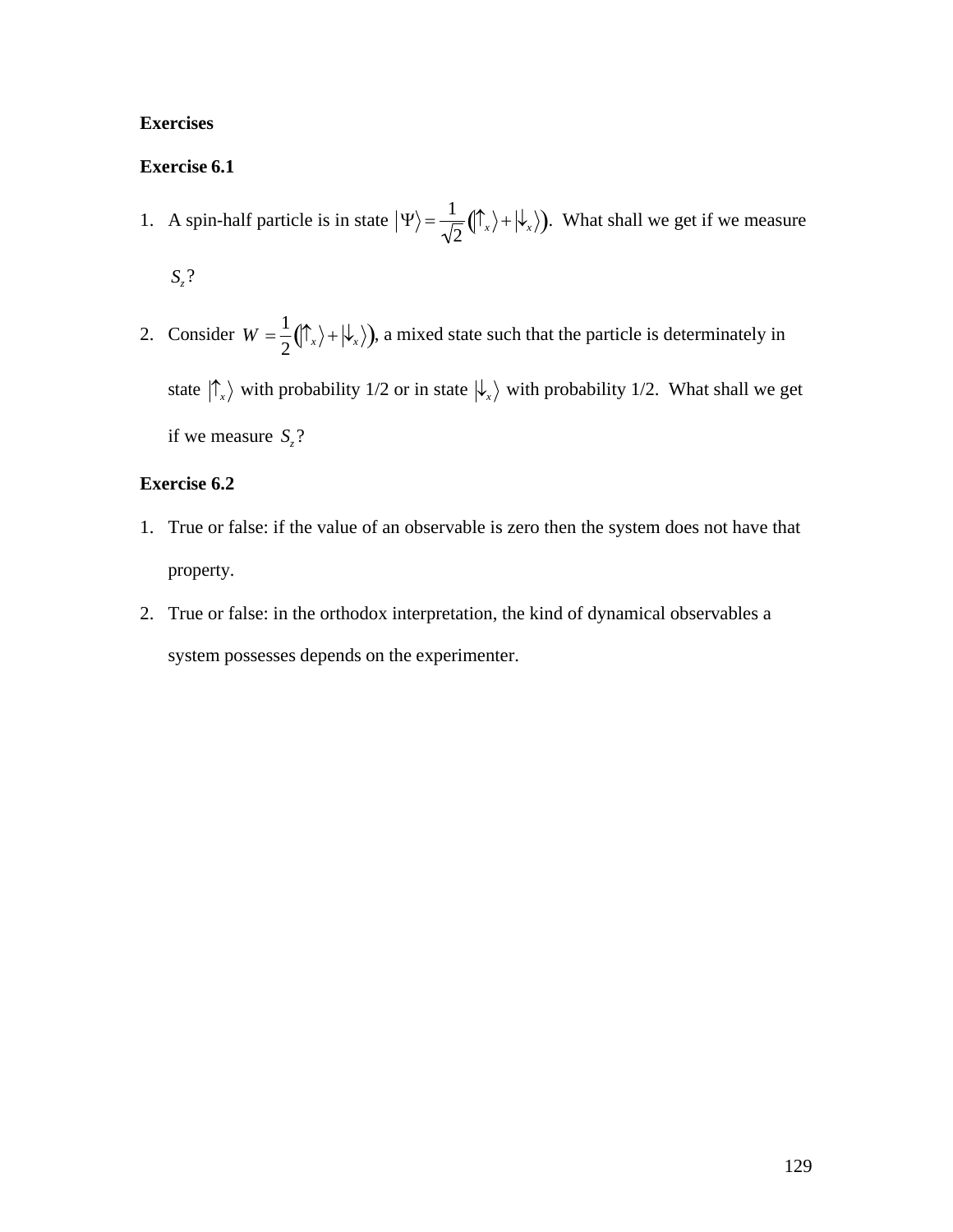**Exercises**

**Exercise 6.1**

1. A spin-half particle is in state $\left|\Psi\right\rangle = \frac{1}{\sqrt{2}}\left(\left|\uparrow_x\right\rangle + \left|\downarrow_x\right\rangle\right)$. What shall we get if we measure $S_z$?

2. Consider $W = \frac{1}{2}\left(\left|\uparrow_x\right\rangle + \left|\downarrow_x\right\rangle\right)$, a mixed state such that the particle is determinately in state $\left|\uparrow_x\right\rangle$ with probability 1/2 or in state $\left|\downarrow_x\right\rangle$ with probability 1/2. What shall we get if we measure $S_z$?

**Exercise 6.2**

1. True or false: if the value of an observable is zero then the system does not have that property.

2. True or false: in the orthodox interpretation, the kind of dynamical observables a system possesses depends on the experimenter.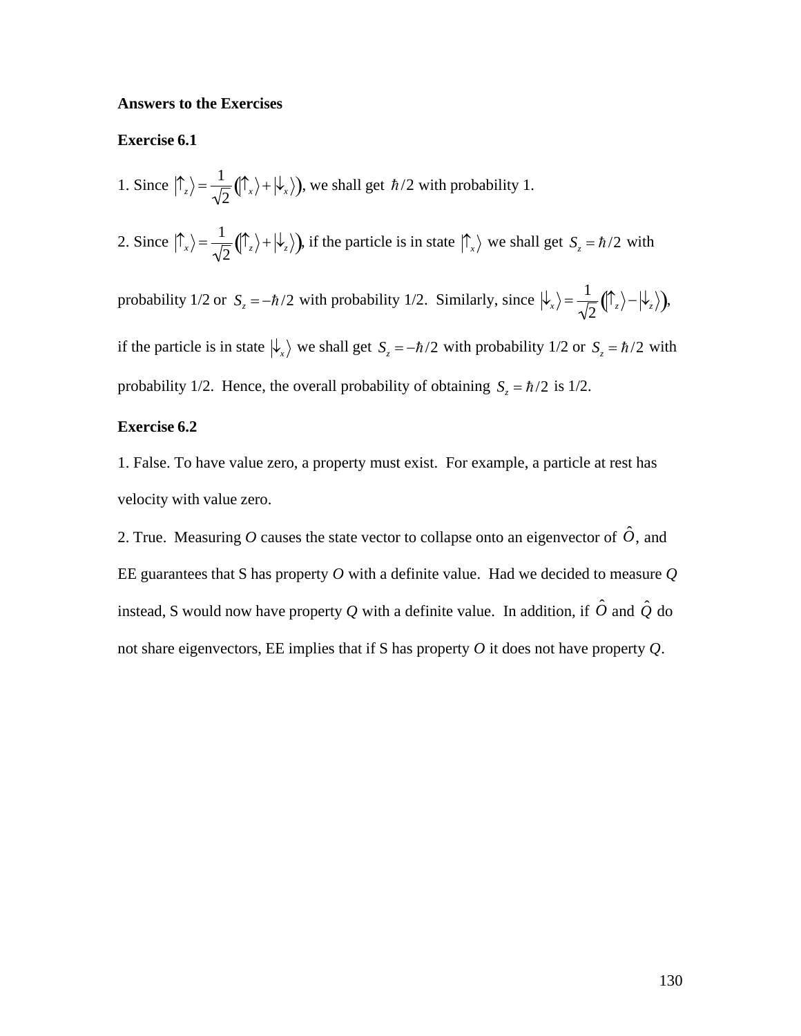**Answers to the Exercises**

**Exercise 6.1**

1. Since $\left|\uparrow_z\right\rangle = \frac{1}{\sqrt{2}}\left(\left|\uparrow_x\right\rangle + \left|\downarrow_x\right\rangle\right)$, we shall get $\hbar/2$ with probability 1.

2. Since $\left|\uparrow_x\right\rangle = \frac{1}{\sqrt{2}}\left(\left|\uparrow_z\right\rangle + \left|\downarrow_z\right\rangle\right)$, if the particle is in state $\left|\uparrow_x\right\rangle$ we shall get $S_z = \hbar/2$ with probability 1/2 or $S_z = -\hbar/2$ with probability 1/2. Similarly, since $\left|\downarrow_x\right\rangle = \frac{1}{\sqrt{2}}\left(\left|\uparrow_z\right\rangle - \left|\downarrow_z\right\rangle\right)$, if the particle is in state $\left|\downarrow_x\right\rangle$ we shall get $S_z = -\hbar/2$ with probability 1/2 or $S_z = \hbar/2$ with probability 1/2. Hence, the overall probability of obtaining $S_z = \hbar/2$ is 1/2.

**Exercise 6.2**

1. False. To have value zero, a property must exist. For example, a particle at rest has velocity with value zero.

2. True. Measuring *O* causes the state vector to collapse onto an eigenvector of $\hat{O}$, and EE guarantees that S has property *O* with a definite value. Had we decided to measure *Q* instead, S would now have property *Q* with a definite value. In addition, if $\hat{O}$ and $\hat{Q}$ do not share eigenvectors, EE implies that if S has property *O* it does not have property *Q*.